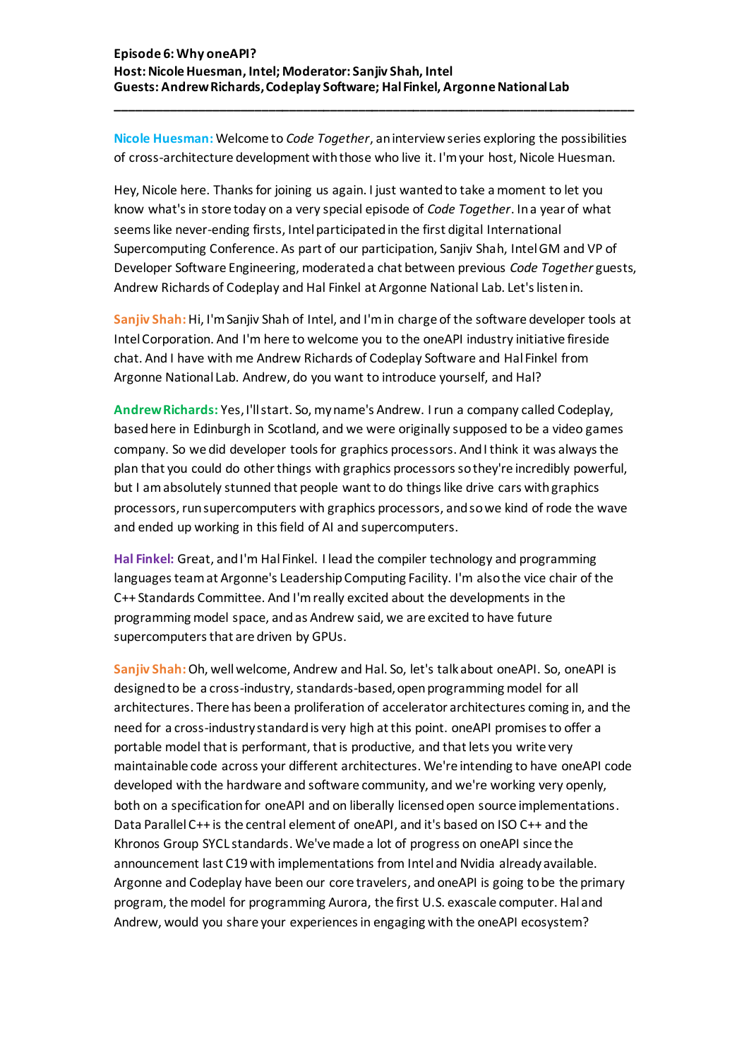**Episode 6: Why oneAPI?**
**Host: Nicole Huesman, Intel; Moderator: Sanjiv Shah, Intel**
**Guests: Andrew Richards, Codeplay Software; Hal Finkel, Argonne National Lab**

---

**Nicole Huesman:** Welcome to *Code Together*, an interview series exploring the possibilities of cross-architecture development with those who live it. I'm your host, Nicole Huesman.

Hey, Nicole here. Thanks for joining us again. I just wanted to take a moment to let you know what's in store today on a very special episode of *Code Together*. In a year of what seems like never-ending firsts, Intel participated in the first digital International Supercomputing Conference. As part of our participation, Sanjiv Shah, Intel GM and VP of Developer Software Engineering, moderated a chat between previous *Code Together* guests, Andrew Richards of Codeplay and Hal Finkel at Argonne National Lab. Let's listen in.

**Sanjiv Shah:** Hi, I'm Sanjiv Shah of Intel, and I'm in charge of the software developer tools at Intel Corporation. And I'm here to welcome you to the oneAPI industry initiative fireside chat. And I have with me Andrew Richards of Codeplay Software and Hal Finkel from Argonne National Lab. Andrew, do you want to introduce yourself, and Hal?

**Andrew Richards:** Yes, I'll start. So, my name's Andrew. I run a company called Codeplay, based here in Edinburgh in Scotland, and we were originally supposed to be a video games company. So we did developer tools for graphics processors. And I think it was always the plan that you could do other things with graphics processors so they're incredibly powerful, but I am absolutely stunned that people want to do things like drive cars with graphics processors, run supercomputers with graphics processors, and so we kind of rode the wave and ended up working in this field of AI and supercomputers.

**Hal Finkel:** Great, and I'm Hal Finkel. I lead the compiler technology and programming languages team at Argonne's Leadership Computing Facility. I'm also the vice chair of the C++ Standards Committee. And I'm really excited about the developments in the programming model space, and as Andrew said, we are excited to have future supercomputers that are driven by GPUs.

**Sanjiv Shah:** Oh, well welcome, Andrew and Hal. So, let's talk about oneAPI. So, oneAPI is designed to be a cross-industry, standards-based, open programming model for all architectures. There has been a proliferation of accelerator architectures coming in, and the need for a cross-industry standard is very high at this point. oneAPI promises to offer a portable model that is performant, that is productive, and that lets you write very maintainable code across your different architectures. We're intending to have oneAPI code developed with the hardware and software community, and we're working very openly, both on a specification for oneAPI and on liberally licensed open source implementations. Data Parallel C++ is the central element of oneAPI, and it's based on ISO C++ and the Khronos Group SYCL standards. We've made a lot of progress on oneAPI since the announcement last C19 with implementations from Intel and Nvidia already available. Argonne and Codeplay have been our core travelers, and oneAPI is going to be the primary program, the model for programming Aurora, the first U.S. exascale computer. Hal and Andrew, would you share your experiences in engaging with the oneAPI ecosystem?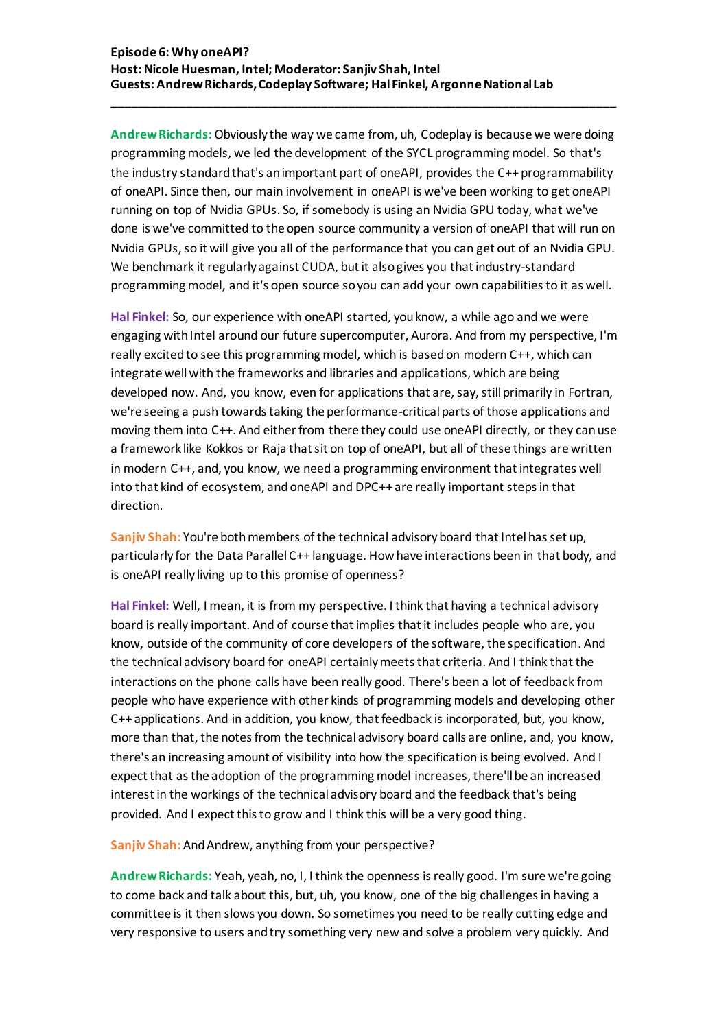**Andrew Richards:** Obviously the way we came from, uh, Codeplay is because we were doing programming models, we led the development of the SYCL programming model. So that's the industry standard that's an important part of oneAPI, provides the C++ programmability of oneAPI. Since then, our main involvement in oneAPI is we've been working to get oneAPI running on top of Nvidia GPUs. So, if somebody is using an Nvidia GPU today, what we've done is we've committed to the open source community a version of oneAPI that will run on Nvidia GPUs, so it will give you all of the performance that you can get out of an Nvidia GPU. We benchmark it regularly against CUDA, but it also gives you that industry-standard programming model, and it's open source so you can add your own capabilities to it as well.

**Hal Finkel:** So, our experience with oneAPI started, you know, a while ago and we were engaging with Intel around our future supercomputer, Aurora. And from my perspective, I'm really excited to see this programming model, which is based on modern C++, which can integrate well with the frameworks and libraries and applications, which are being developed now. And, you know, even for applications that are, say, still primarily in Fortran, we're seeing a push towards taking the performance-critical parts of those applications and moving them into C++. And either from there they could use oneAPI directly, or they can use a framework like Kokkos or Raja that sit on top of oneAPI, but all of these things are written in modern C++, and, you know, we need a programming environment that integrates well into that kind of ecosystem, and oneAPI and DPC++ are really important steps in that direction.

**Sanjiv Shah:** You're both members of the technical advisory board that Intel has set up, particularly for the Data Parallel C++ language. How have interactions been in that body, and is oneAPI really living up to this promise of openness?

**Hal Finkel:** Well, I mean, it is from my perspective. I think that having a technical advisory board is really important. And of course that implies that it includes people who are, you know, outside of the community of core developers of the software, the specification. And the technical advisory board for oneAPI certainly meets that criteria. And I think that the interactions on the phone calls have been really good. There's been a lot of feedback from people who have experience with other kinds of programming models and developing other C++ applications. And in addition, you know, that feedback is incorporated, but, you know, more than that, the notes from the technical advisory board calls are online, and, you know, there's an increasing amount of visibility into how the specification is being evolved. And I expect that as the adoption of the programming model increases, there'll be an increased interest in the workings of the technical advisory board and the feedback that's being provided. And I expect this to grow and I think this will be a very good thing.

**Sanjiv Shah:** And Andrew, anything from your perspective?

**Andrew Richards:** Yeah, yeah, no, I, I think the openness is really good. I'm sure we're going to come back and talk about this, but, uh, you know, one of the big challenges in having a committee is it then slows you down. So sometimes you need to be really cutting edge and very responsive to users and try something very new and solve a problem very quickly. And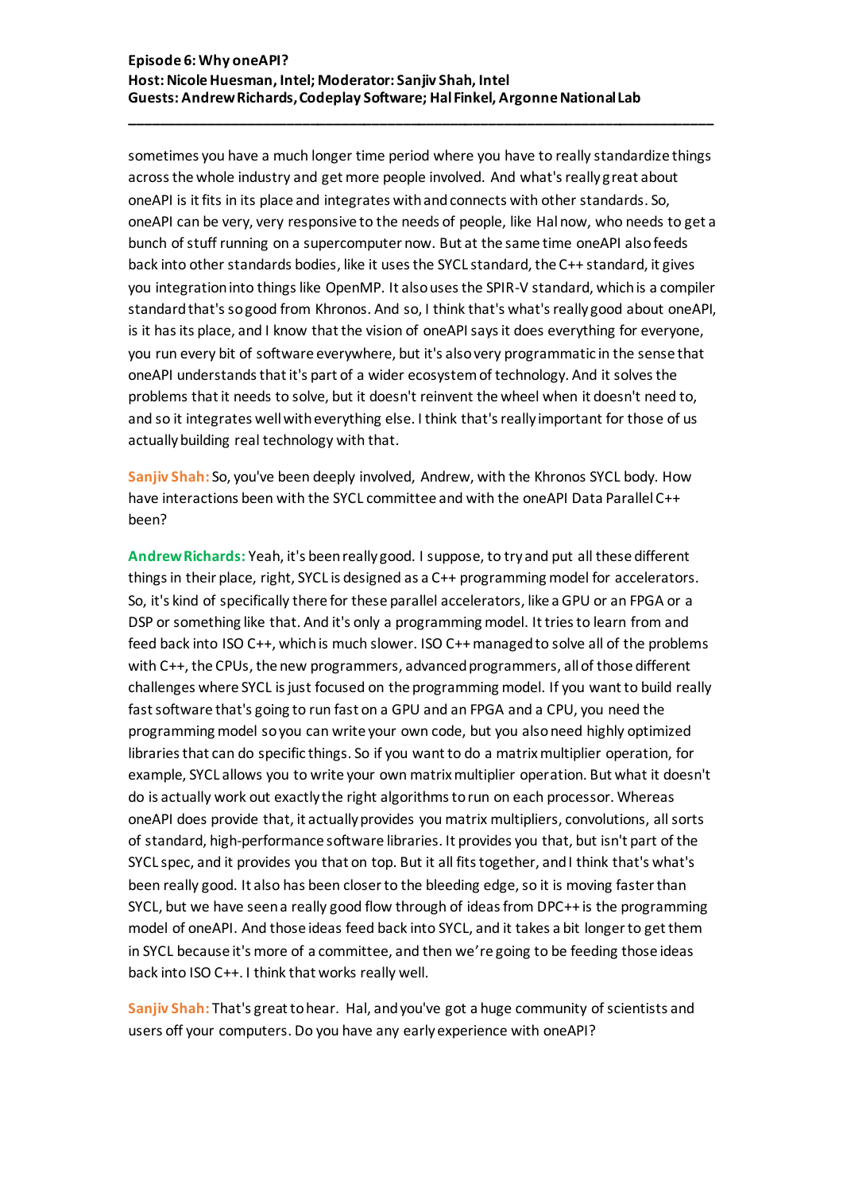sometimes you have a much longer time period where you have to really standardize things across the whole industry and get more people involved. And what's really great about oneAPI is it fits in its place and integrates with and connects with other standards. So, oneAPI can be very, very responsive to the needs of people, like Hal now, who needs to get a bunch of stuff running on a supercomputer now. But at the same time oneAPI also feeds back into other standards bodies, like it uses the SYCL standard, the C++ standard, it gives you integration into things like OpenMP. It also uses the SPIR-V standard, which is a compiler standard that's so good from Khronos. And so, I think that's what's really good about oneAPI, is it has its place, and I know that the vision of oneAPI says it does everything for everyone, you run every bit of software everywhere, but it's also very programmatic in the sense that oneAPI understands that it's part of a wider ecosystem of technology. And it solves the problems that it needs to solve, but it doesn't reinvent the wheel when it doesn't need to, and so it integrates well with everything else. I think that's really important for those of us actually building real technology with that.

**Sanjiv Shah:** So, you've been deeply involved, Andrew, with the Khronos SYCL body. How have interactions been with the SYCL committee and with the oneAPI Data Parallel C++ been?

**Andrew Richards:** Yeah, it's been really good. I suppose, to try and put all these different things in their place, right, SYCL is designed as a C++ programming model for accelerators. So, it's kind of specifically there for these parallel accelerators, like a GPU or an FPGA or a DSP or something like that. And it's only a programming model. It tries to learn from and feed back into ISO C++, which is much slower. ISO C++ managed to solve all of the problems with C++, the CPUs, the new programmers, advanced programmers, all of those different challenges where SYCL is just focused on the programming model. If you want to build really fast software that's going to run fast on a GPU and an FPGA and a CPU, you need the programming model so you can write your own code, but you also need highly optimized libraries that can do specific things. So if you want to do a matrix multiplier operation, for example, SYCL allows you to write your own matrix multiplier operation. But what it doesn't do is actually work out exactly the right algorithms to run on each processor. Whereas oneAPI does provide that, it actually provides you matrix multipliers, convolutions, all sorts of standard, high-performance software libraries. It provides you that, but isn't part of the SYCL spec, and it provides you that on top. But it all fits together, and I think that's what's been really good. It also has been closer to the bleeding edge, so it is moving faster than SYCL, but we have seen a really good flow through of ideas from DPC++ is the programming model of oneAPI. And those ideas feed back into SYCL, and it takes a bit longer to get them in SYCL because it's more of a committee, and then we're going to be feeding those ideas back into ISO C++. I think that works really well.

**Sanjiv Shah:** That's great to hear. Hal, and you've got a huge community of scientists and users off your computers. Do you have any early experience with oneAPI?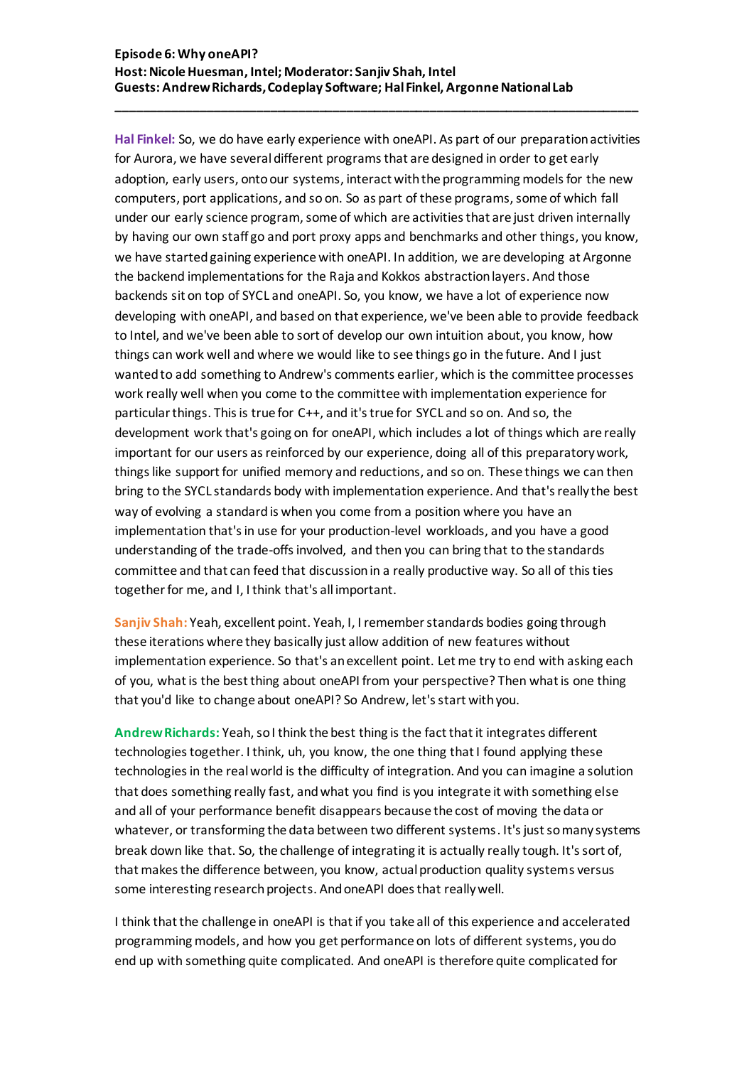**Hal Finkel:** So, we do have early experience with oneAPI. As part of our preparation activities for Aurora, we have several different programs that are designed in order to get early adoption, early users, onto our systems, interact with the programming models for the new computers, port applications, and so on. So as part of these programs, some of which fall under our early science program, some of which are activities that are just driven internally by having our own staff go and port proxy apps and benchmarks and other things, you know, we have started gaining experience with oneAPI. In addition, we are developing at Argonne the backend implementations for the Raja and Kokkos abstraction layers. And those backends sit on top of SYCL and oneAPI. So, you know, we have a lot of experience now developing with oneAPI, and based on that experience, we've been able to provide feedback to Intel, and we've been able to sort of develop our own intuition about, you know, how things can work well and where we would like to see things go in the future. And I just wanted to add something to Andrew's comments earlier, which is the committee processes work really well when you come to the committee with implementation experience for particular things. This is true for C++, and it's true for SYCL and so on. And so, the development work that's going on for oneAPI, which includes a lot of things which are really important for our users as reinforced by our experience, doing all of this preparatory work, things like support for unified memory and reductions, and so on. These things we can then bring to the SYCL standards body with implementation experience. And that's really the best way of evolving a standard is when you come from a position where you have an implementation that's in use for your production-level workloads, and you have a good understanding of the trade-offs involved, and then you can bring that to the standards committee and that can feed that discussion in a really productive way. So all of this ties together for me, and I, I think that's all important.

**Sanjiv Shah:** Yeah, excellent point. Yeah, I, I remember standards bodies going through these iterations where they basically just allow addition of new features without implementation experience. So that's an excellent point. Let me try to end with asking each of you, what is the best thing about oneAPI from your perspective? Then what is one thing that you'd like to change about oneAPI? So Andrew, let's start with you.

**Andrew Richards:** Yeah, so I think the best thing is the fact that it integrates different technologies together. I think, uh, you know, the one thing that I found applying these technologies in the real world is the difficulty of integration. And you can imagine a solution that does something really fast, and what you find is you integrate it with something else and all of your performance benefit disappears because the cost of moving the data or whatever, or transforming the data between two different systems. It's just so many systems break down like that. So, the challenge of integrating it is actually really tough. It's sort of, that makes the difference between, you know, actual production quality systems versus some interesting research projects. And oneAPI does that really well.

I think that the challenge in oneAPI is that if you take all of this experience and accelerated programming models, and how you get performance on lots of different systems, you do end up with something quite complicated. And oneAPI is therefore quite complicated for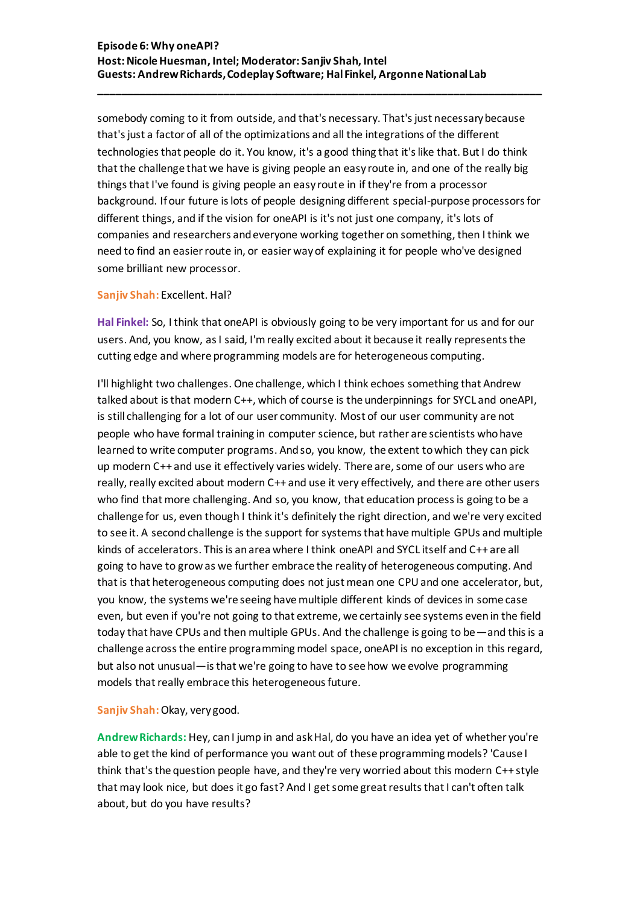somebody coming to it from outside, and that's necessary. That's just necessary because that's just a factor of all of the optimizations and all the integrations of the different technologies that people do it. You know, it's a good thing that it's like that. But I do think that the challenge that we have is giving people an easy route in, and one of the really big things that I've found is giving people an easy route in if they're from a processor background. If our future is lots of people designing different special-purpose processors for different things, and if the vision for oneAPI is it's not just one company, it's lots of companies and researchers and everyone working together on something, then I think we need to find an easier route in, or easier way of explaining it for people who've designed some brilliant new processor.

**Sanjiv Shah:** Excellent. Hal?

**Hal Finkel:** So, I think that oneAPI is obviously going to be very important for us and for our users. And, you know, as I said, I'm really excited about it because it really represents the cutting edge and where programming models are for heterogeneous computing.

I'll highlight two challenges. One challenge, which I think echoes something that Andrew talked about is that modern C++, which of course is the underpinnings for SYCL and oneAPI, is still challenging for a lot of our user community. Most of our user community are not people who have formal training in computer science, but rather are scientists who have learned to write computer programs. And so, you know, the extent to which they can pick up modern C++ and use it effectively varies widely. There are, some of our users who are really, really excited about modern C++ and use it very effectively, and there are other users who find that more challenging. And so, you know, that education process is going to be a challenge for us, even though I think it's definitely the right direction, and we're very excited to see it. A second challenge is the support for systems that have multiple GPUs and multiple kinds of accelerators. This is an area where I think oneAPI and SYCL itself and C++ are all going to have to grow as we further embrace the reality of heterogeneous computing. And that is that heterogeneous computing does not just mean one CPU and one accelerator, but, you know, the systems we're seeing have multiple different kinds of devices in some case even, but even if you're not going to that extreme, we certainly see systems even in the field today that have CPUs and then multiple GPUs. And the challenge is going to be—and this is a challenge across the entire programming model space, oneAPI is no exception in this regard, but also not unusual—is that we're going to have to see how we evolve programming models that really embrace this heterogeneous future.

**Sanjiv Shah:** Okay, very good.

**Andrew Richards:** Hey, can I jump in and ask Hal, do you have an idea yet of whether you're able to get the kind of performance you want out of these programming models? 'Cause I think that's the question people have, and they're very worried about this modern C++ style that may look nice, but does it go fast? And I get some great results that I can't often talk about, but do you have results?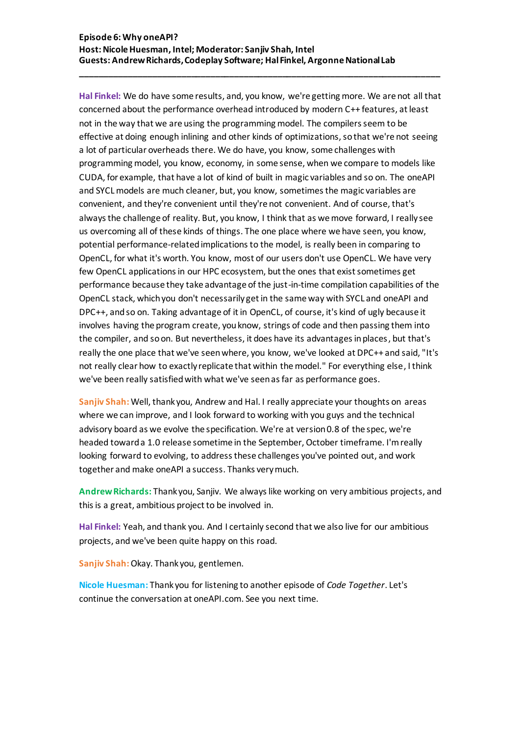**Hal Finkel:** We do have some results, and, you know, we're getting more. We are not all that concerned about the performance overhead introduced by modern C++ features, at least not in the way that we are using the programming model. The compilers seem to be effective at doing enough inlining and other kinds of optimizations, so that we're not seeing a lot of particular overheads there. We do have, you know, some challenges with programming model, you know, economy, in some sense, when we compare to models like CUDA, for example, that have a lot of kind of built in magic variables and so on. The oneAPI and SYCL models are much cleaner, but, you know, sometimes the magic variables are convenient, and they're convenient until they're not convenient. And of course, that's always the challenge of reality. But, you know, I think that as we move forward, I really see us overcoming all of these kinds of things. The one place where we have seen, you know, potential performance-related implications to the model, is really been in comparing to OpenCL, for what it's worth. You know, most of our users don't use OpenCL. We have very few OpenCL applications in our HPC ecosystem, but the ones that exist sometimes get performance because they take advantage of the just-in-time compilation capabilities of the OpenCL stack, which you don't necessarily get in the same way with SYCL and oneAPI and DPC++, and so on. Taking advantage of it in OpenCL, of course, it's kind of ugly because it involves having the program create, you know, strings of code and then passing them into the compiler, and so on. But nevertheless, it does have its advantages in places, but that's really the one place that we've seen where, you know, we've looked at DPC++ and said, "It's not really clear how to exactly replicate that within the model." For everything else, I think we've been really satisfied with what we've seen as far as performance goes.

**Sanjiv Shah:** Well, thank you, Andrew and Hal. I really appreciate your thoughts on areas where we can improve, and I look forward to working with you guys and the technical advisory board as we evolve the specification. We're at version 0.8 of the spec, we're headed toward a 1.0 release sometime in the September, October timeframe. I'm really looking forward to evolving, to address these challenges you've pointed out, and work together and make oneAPI a success. Thanks very much.

**Andrew Richards:** Thank you, Sanjiv. We always like working on very ambitious projects, and this is a great, ambitious project to be involved in.

**Hal Finkel:** Yeah, and thank you. And I certainly second that we also live for our ambitious projects, and we've been quite happy on this road.

**Sanjiv Shah:** Okay. Thank you, gentlemen.

**Nicole Huesman:** Thank you for listening to another episode of *Code Together*. Let's continue the conversation at oneAPI.com. See you next time.